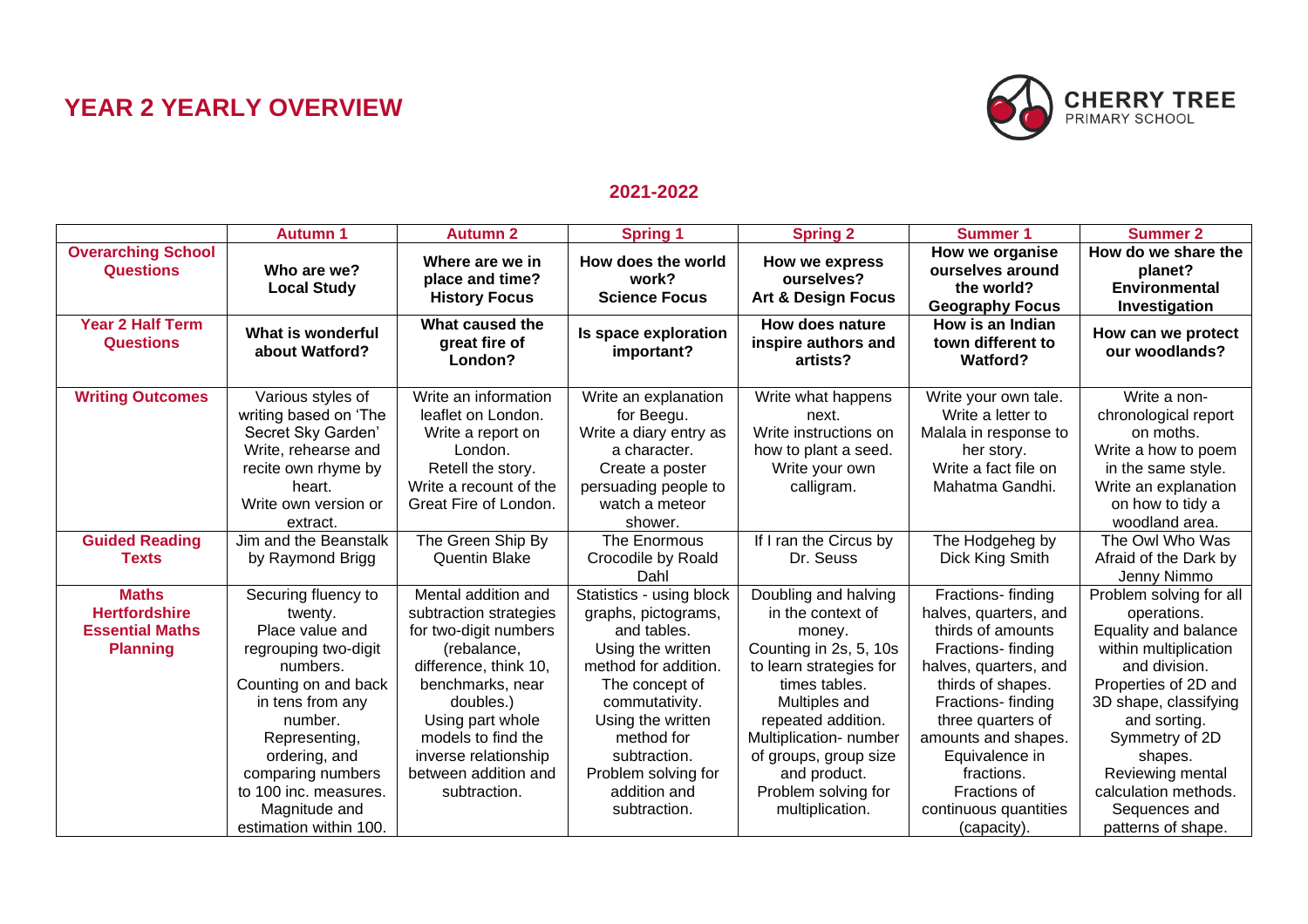# YEAR 2 YEARLY OVERVIEW

CHERRY TREE PRIMARY SCHOOL

## 2021-2022

| | Autumn 1 | Autumn 2 | Spring 1 | Spring 2 | Summer 1 | Summer 2 |
|---|---|---|---|---|---|---|
| **Overarching School Questions** | **Who are we? Local Study** | **Where are we in place and time? History Focus** | **How does the world work? Science Focus** | **How we express ourselves? Art & Design Focus** | **How we organise ourselves around the world? Geography Focus** | **How do we share the planet? Environmental Investigation** |
| **Year 2 Half Term Questions** | **What is wonderful about Watford?** | **What caused the great fire of London?** | **Is space exploration important?** | **How does nature inspire authors and artists?** | **How is an Indian town different to Watford?** | **How can we protect our woodlands?** |
| **Writing Outcomes** | Various styles of writing based on 'The Secret Sky Garden' Write, rehearse and recite own rhyme by heart. Write own version or extract. | Write an information leaflet on London. Write a report on London. Retell the story. Write a recount of the Great Fire of London. | Write an explanation for Beegu. Write a diary entry as a character. Create a poster persuading people to watch a meteor shower. | Write what happens next. Write instructions on how to plant a seed. Write your own calligram. | Write your own tale. Write a letter to Malala in response to her story. Write a fact file on Mahatma Gandhi. | Write a non-chronological report on moths. Write a how to poem in the same style. Write an explanation on how to tidy a woodland area. |
| **Guided Reading Texts** | Jim and the Beanstalk by Raymond Brigg | The Green Ship By Quentin Blake | The Enormous Crocodile by Roald Dahl | If I ran the Circus by Dr. Seuss | The Hodgeheg by Dick King Smith | The Owl Who Was Afraid of the Dark by Jenny Nimmo |
| **Maths Hertfordshire Essential Maths Planning** | Securing fluency to twenty. Place value and regrouping two-digit numbers. Counting on and back in tens from any number. Representing, ordering, and comparing numbers to 100 inc. measures. Magnitude and estimation within 100. | Mental addition and subtraction strategies for two-digit numbers (rebalance, difference, think 10, benchmarks, near doubles.) Using part whole models to find the inverse relationship between addition and subtraction. | Statistics - using block graphs, pictograms, and tables. Using the written method for addition. The concept of commutativity. Using the written method for subtraction. Problem solving for addition and subtraction. | Doubling and halving in the context of money. Counting in 2s, 5, 10s to learn strategies for times tables. Multiples and repeated addition. Multiplication- number of groups, group size and product. Problem solving for multiplication. | Fractions- finding halves, quarters, and thirds of amounts Fractions- finding halves, quarters, and thirds of shapes. Fractions- finding three quarters of amounts and shapes. Equivalence in fractions. Fractions of continuous quantities (capacity). | Problem solving for all operations. Equality and balance within multiplication and division. Properties of 2D and 3D shape, classifying and sorting. Symmetry of 2D shapes. Reviewing mental calculation methods. Sequences and patterns of shape. |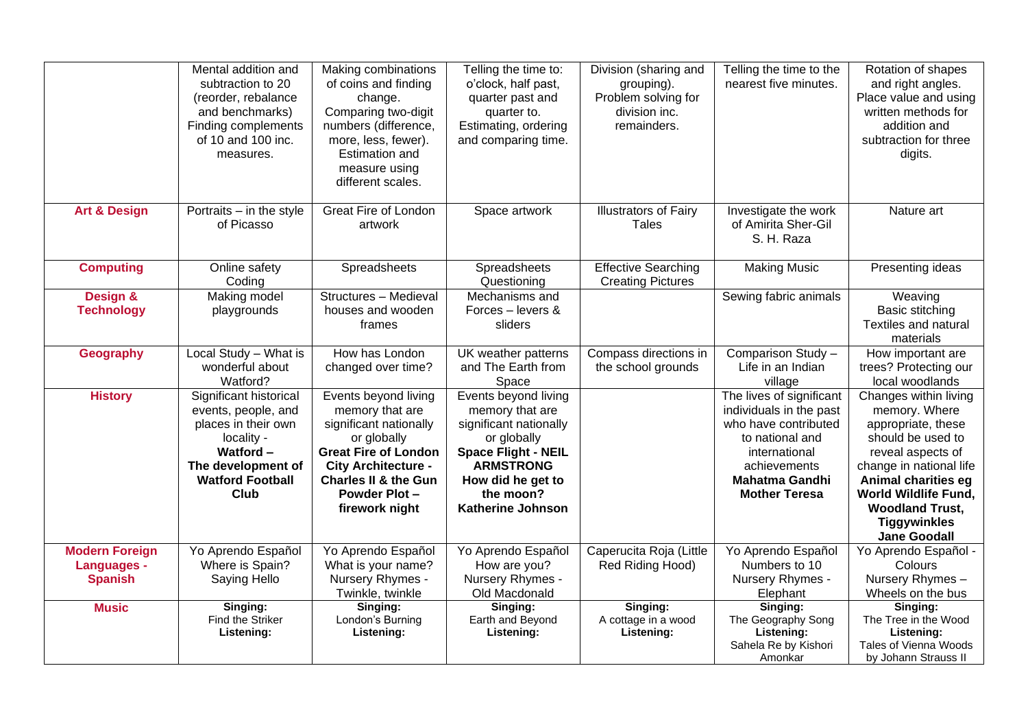| | | | | | | |
|---|---|---|---|---|---|---|
| | Mental addition and subtraction to 20 (reorder, rebalance and benchmarks) Finding complements of 10 and 100 inc. measures. | Making combinations of coins and finding change. Comparing two-digit numbers (difference, more, less, fewer). Estimation and measure using different scales. | Telling the time to: o'clock, half past, quarter past and quarter to. Estimating, ordering and comparing time. | Division (sharing and grouping). Problem solving for division inc. remainders. | Telling the time to the nearest five minutes. | Rotation of shapes and right angles. Place value and using written methods for addition and subtraction for three digits. |
| **Art & Design** | Portraits – in the style of Picasso | Great Fire of London artwork | Space artwork | Illustrators of Fairy Tales | Investigate the work of Amirita Sher-Gil S. H. Raza | Nature art |
| **Computing** | Online safety Coding | Spreadsheets | Spreadsheets Questioning | Effective Searching Creating Pictures | Making Music | Presenting ideas |
| **Design & Technology** | Making model playgrounds | Structures – Medieval houses and wooden frames | Mechanisms and Forces – levers & sliders | | Sewing fabric animals | Weaving Basic stitching Textiles and natural materials |
| **Geography** | Local Study – What is wonderful about Watford? | How has London changed over time? | UK weather patterns and The Earth from Space | Compass directions in the school grounds | Comparison Study – Life in an Indian village | How important are trees? Protecting our local woodlands |
| **History** | Significant historical events, people, and places in their own locality - **Watford – The development of Watford Football Club** | Events beyond living memory that are significant nationally or globally **Great Fire of London City Architecture - Charles II & the Gun Powder Plot – firework night** | Events beyond living memory that are significant nationally or globally **Space Flight - NEIL ARMSTRONG How did he get to the moon? Katherine Johnson** | | The lives of significant individuals in the past who have contributed to national and international achievements **Mahatma Gandhi Mother Teresa** | Changes within living memory. Where appropriate, these should be used to reveal aspects of change in national life **Animal charities eg World Wildlife Fund, Woodland Trust, Tiggywinkles Jane Goodall** |
| **Modern Foreign Languages - Spanish** | Yo Aprendo Español Where is Spain? Saying Hello | Yo Aprendo Español What is your name? Nursery Rhymes - Twinkle, twinkle | Yo Aprendo Español How are you? Nursery Rhymes - Old Macdonald | Caperucita Roja (Little Red Riding Hood) | Yo Aprendo Español Numbers to 10 Nursery Rhymes - Elephant | Yo Aprendo Español - Colours Nursery Rhymes – Wheels on the bus |
| **Music** | **Singing:** Find the Striker **Listening:** | **Singing:** London's Burning **Listening:** | **Singing:** Earth and Beyond **Listening:** | **Singing:** A cottage in a wood **Listening:** | **Singing:** The Geography Song **Listening:** Sahela Re by Kishori Amonkar | **Singing:** The Tree in the Wood **Listening:** Tales of Vienna Woods by Johann Strauss II |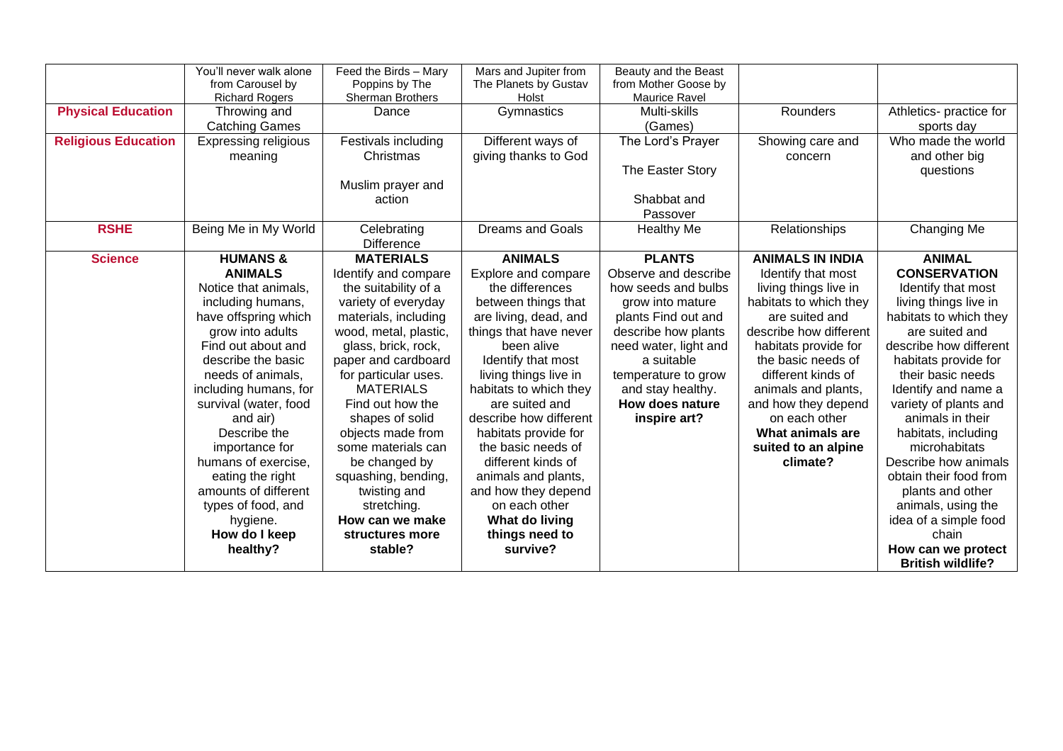| | | | | | | |
|---|---|---|---|---|---|---|
| | You'll never walk alone from Carousel by Richard Rogers | Feed the Birds – Mary Poppins by The Sherman Brothers | Mars and Jupiter from The Planets by Gustav Holst | Beauty and the Beast from Mother Goose by Maurice Ravel | | |
| **Physical Education** | Throwing and Catching Games | Dance | Gymnastics | Multi-skills (Games) | Rounders | Athletics- practice for sports day |
| **Religious Education** | Expressing religious meaning | Festivals including Christmas<br><br>Muslim prayer and action | Different ways of giving thanks to God | The Lord's Prayer<br><br>The Easter Story<br><br>Shabbat and Passover | Showing care and concern | Who made the world and other big questions |
| **RSHE** | Being Me in My World | Celebrating Difference | Dreams and Goals | Healthy Me | Relationships | Changing Me |
| **Science** | **HUMANS & ANIMALS**<br>Notice that animals, including humans, have offspring which grow into adults<br>Find out about and describe the basic needs of animals, including humans, for survival (water, food and air)<br>Describe the importance for humans of exercise, eating the right amounts of different types of food, and hygiene.<br>**How do I keep healthy?** | **MATERIALS**<br>Identify and compare the suitability of a variety of everyday materials, including wood, metal, plastic, glass, brick, rock, paper and cardboard for particular uses.<br>MATERIALS<br>Find out how the shapes of solid objects made from some materials can be changed by squashing, bending, twisting and stretching.<br>**How can we make structures more stable?** | **ANIMALS**<br>Explore and compare the differences between things that are living, dead, and things that have never been alive<br>Identify that most living things live in habitats to which they are suited and describe how different habitats provide for the basic needs of different kinds of animals and plants, and how they depend on each other<br>**What do living things need to survive?** | **PLANTS**<br>Observe and describe how seeds and bulbs grow into mature plants Find out and describe how plants need water, light and a suitable temperature to grow and stay healthy.<br>**How does nature inspire art?** | **ANIMALS IN INDIA**<br>Identify that most living things live in habitats to which they are suited and describe how different habitats provide for the basic needs of different kinds of animals and plants, and how they depend on each other<br>**What animals are suited to an alpine climate?** | **ANIMAL CONSERVATION**<br>Identify that most living things live in habitats to which they are suited and describe how different habitats provide for their basic needs<br>Identify and name a variety of plants and animals in their habitats, including microhabitats<br>Describe how animals obtain their food from plants and other animals, using the idea of a simple food chain<br>**How can we protect British wildlife?** |